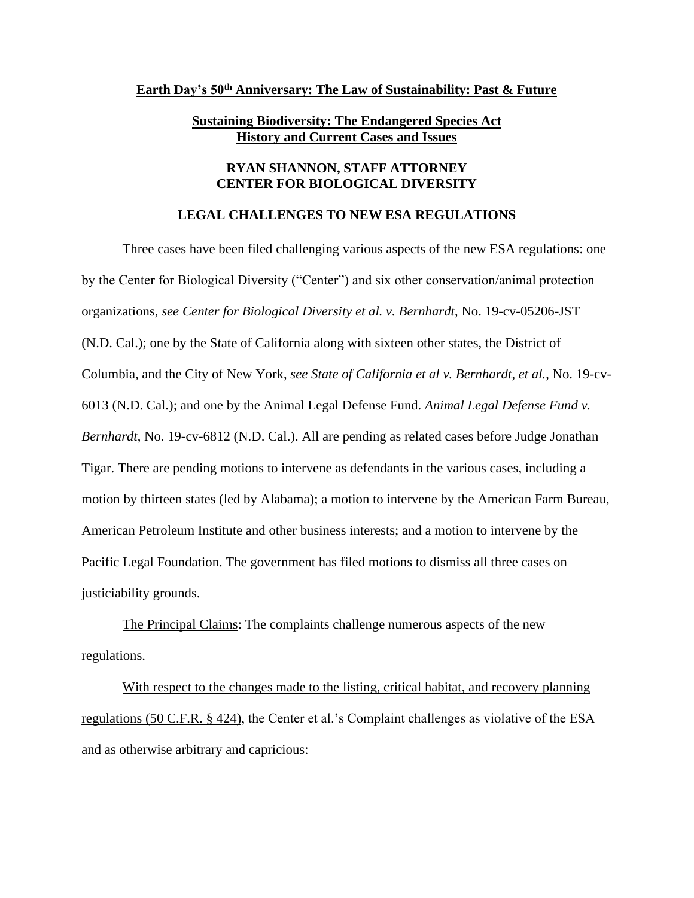**<u>Earth Day's 50th Anniversary: The Law of Sustainability: Past & Future</u>**

**<u>Sustaining Biodiversity: The Endangered Species Act History and Current Cases and Issues</u>**

**RYAN SHANNON, STAFF ATTORNEY
CENTER FOR BIOLOGICAL DIVERSITY**

**LEGAL CHALLENGES TO NEW ESA REGULATIONS**

Three cases have been filed challenging various aspects of the new ESA regulations: one by the Center for Biological Diversity ("Center") and six other conservation/animal protection organizations, *see Center for Biological Diversity et al. v. Bernhardt*, No. 19-cv-05206-JST (N.D. Cal.); one by the State of California along with sixteen other states, the District of Columbia, and the City of New York, *see State of California et al v. Bernhardt, et al.*, No. 19-cv-6013 (N.D. Cal.); and one by the Animal Legal Defense Fund. *Animal Legal Defense Fund v. Bernhardt*, No. 19-cv-6812 (N.D. Cal.). All are pending as related cases before Judge Jonathan Tigar. There are pending motions to intervene as defendants in the various cases, including a motion by thirteen states (led by Alabama); a motion to intervene by the American Farm Bureau, American Petroleum Institute and other business interests; and a motion to intervene by the Pacific Legal Foundation. The government has filed motions to dismiss all three cases on justiciability grounds.

<u>The Principal Claims</u>: The complaints challenge numerous aspects of the new regulations.

<u>With respect to the changes made to the listing, critical habitat, and recovery planning regulations (50 C.F.R. § 424)</u>, the Center et al.'s Complaint challenges as violative of the ESA and as otherwise arbitrary and capricious: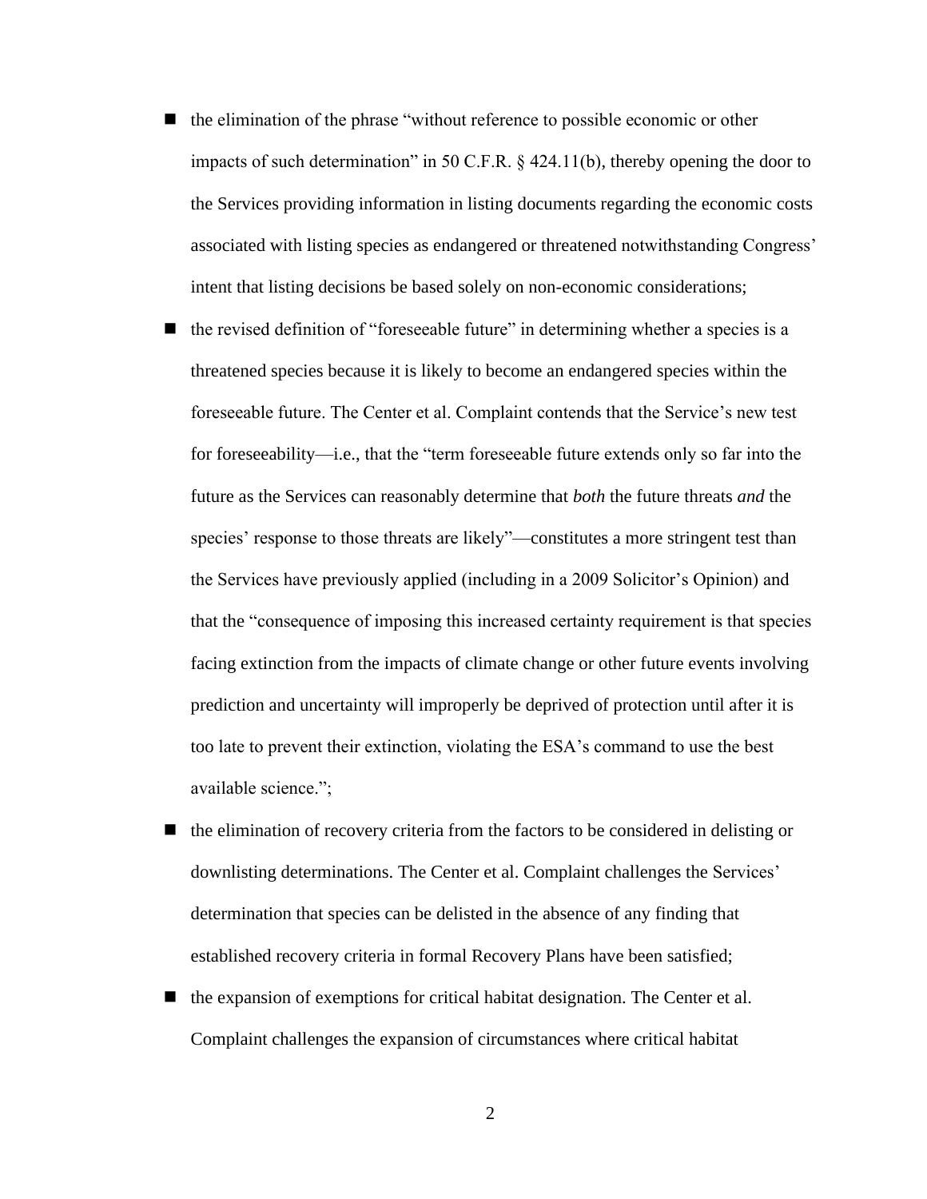- the elimination of the phrase "without reference to possible economic or other impacts of such determination" in 50 C.F.R. § 424.11(b), thereby opening the door to the Services providing information in listing documents regarding the economic costs associated with listing species as endangered or threatened notwithstanding Congress' intent that listing decisions be based solely on non-economic considerations;
- the revised definition of "foreseeable future" in determining whether a species is a threatened species because it is likely to become an endangered species within the foreseeable future. The Center et al. Complaint contends that the Service's new test for foreseeability—i.e., that the "term foreseeable future extends only so far into the future as the Services can reasonably determine that *both* the future threats *and* the species' response to those threats are likely"—constitutes a more stringent test than the Services have previously applied (including in a 2009 Solicitor's Opinion) and that the "consequence of imposing this increased certainty requirement is that species facing extinction from the impacts of climate change or other future events involving prediction and uncertainty will improperly be deprived of protection until after it is too late to prevent their extinction, violating the ESA's command to use the best available science.";
- the elimination of recovery criteria from the factors to be considered in delisting or downlisting determinations. The Center et al. Complaint challenges the Services' determination that species can be delisted in the absence of any finding that established recovery criteria in formal Recovery Plans have been satisfied;
- the expansion of exemptions for critical habitat designation. The Center et al. Complaint challenges the expansion of circumstances where critical habitat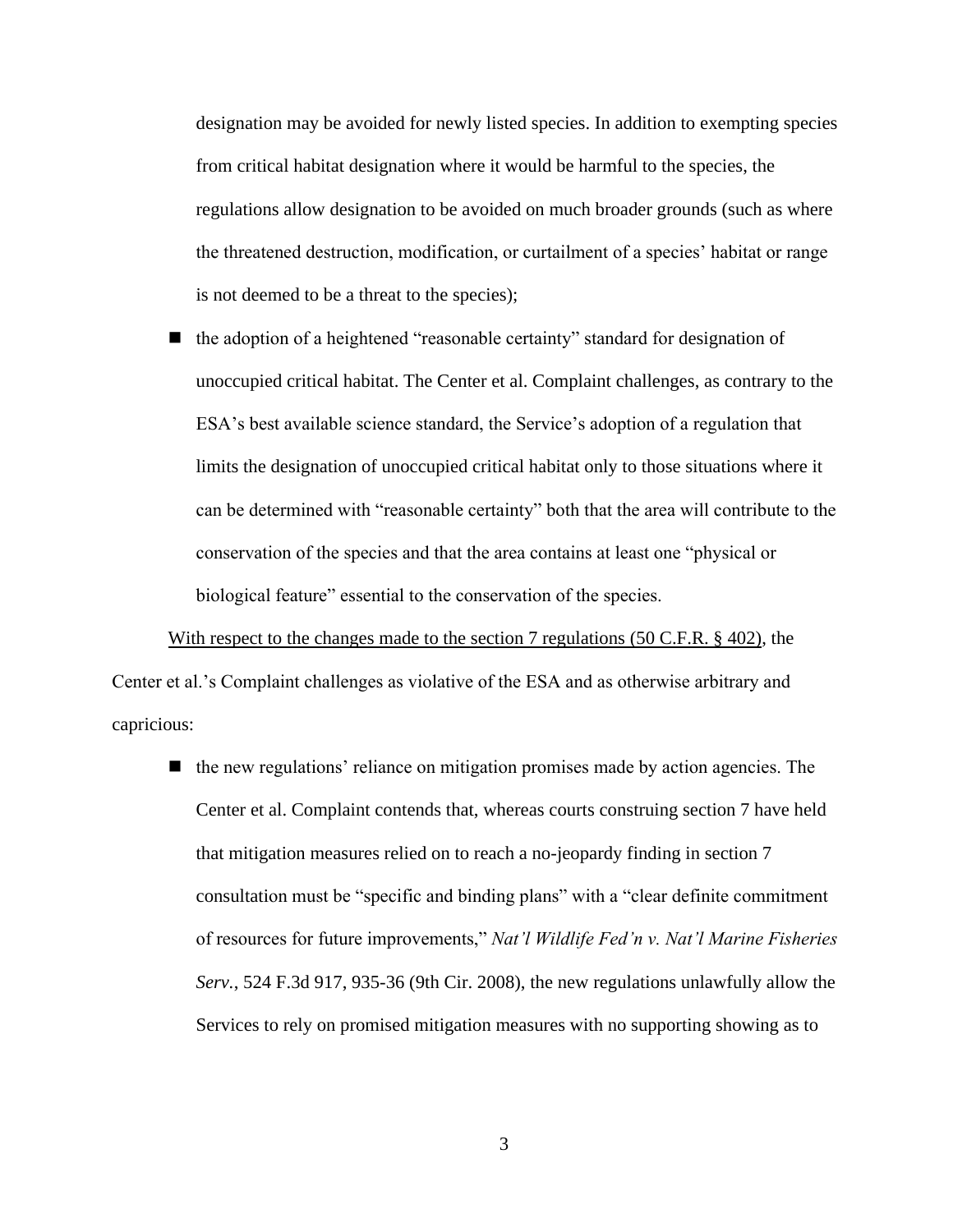designation may be avoided for newly listed species. In addition to exempting species from critical habitat designation where it would be harmful to the species, the regulations allow designation to be avoided on much broader grounds (such as where the threatened destruction, modification, or curtailment of a species' habitat or range is not deemed to be a threat to the species);

- the adoption of a heightened "reasonable certainty" standard for designation of unoccupied critical habitat. The Center et al. Complaint challenges, as contrary to the ESA's best available science standard, the Service's adoption of a regulation that limits the designation of unoccupied critical habitat only to those situations where it can be determined with "reasonable certainty" both that the area will contribute to the conservation of the species and that the area contains at least one "physical or biological feature" essential to the conservation of the species.

<u>With respect to the changes made to the section 7 regulations (50 C.F.R. § 402)</u>, the Center et al.'s Complaint challenges as violative of the ESA and as otherwise arbitrary and capricious:

- the new regulations' reliance on mitigation promises made by action agencies. The Center et al. Complaint contends that, whereas courts construing section 7 have held that mitigation measures relied on to reach a no-jeopardy finding in section 7 consultation must be "specific and binding plans" with a "clear definite commitment of resources for future improvements," *Nat'l Wildlife Fed'n v. Nat'l Marine Fisheries Serv.*, 524 F.3d 917, 935-36 (9th Cir. 2008), the new regulations unlawfully allow the Services to rely on promised mitigation measures with no supporting showing as to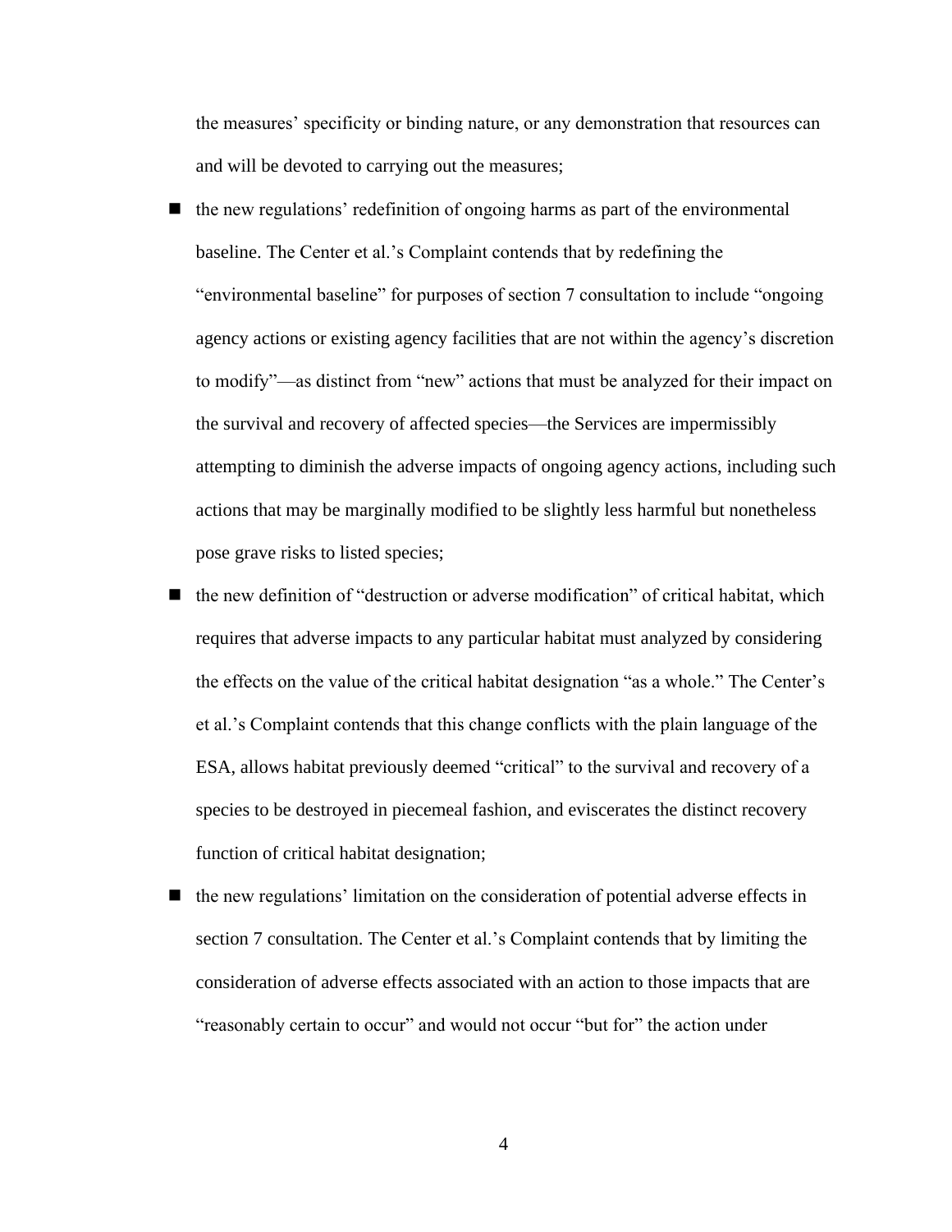the measures' specificity or binding nature, or any demonstration that resources can and will be devoted to carrying out the measures;

- the new regulations' redefinition of ongoing harms as part of the environmental baseline. The Center et al.'s Complaint contends that by redefining the "environmental baseline" for purposes of section 7 consultation to include "ongoing agency actions or existing agency facilities that are not within the agency's discretion to modify"—as distinct from "new" actions that must be analyzed for their impact on the survival and recovery of affected species—the Services are impermissibly attempting to diminish the adverse impacts of ongoing agency actions, including such actions that may be marginally modified to be slightly less harmful but nonetheless pose grave risks to listed species;
- the new definition of "destruction or adverse modification" of critical habitat, which requires that adverse impacts to any particular habitat must analyzed by considering the effects on the value of the critical habitat designation "as a whole." The Center's et al.'s Complaint contends that this change conflicts with the plain language of the ESA, allows habitat previously deemed "critical" to the survival and recovery of a species to be destroyed in piecemeal fashion, and eviscerates the distinct recovery function of critical habitat designation;
- the new regulations' limitation on the consideration of potential adverse effects in section 7 consultation. The Center et al.'s Complaint contends that by limiting the consideration of adverse effects associated with an action to those impacts that are "reasonably certain to occur" and would not occur "but for" the action under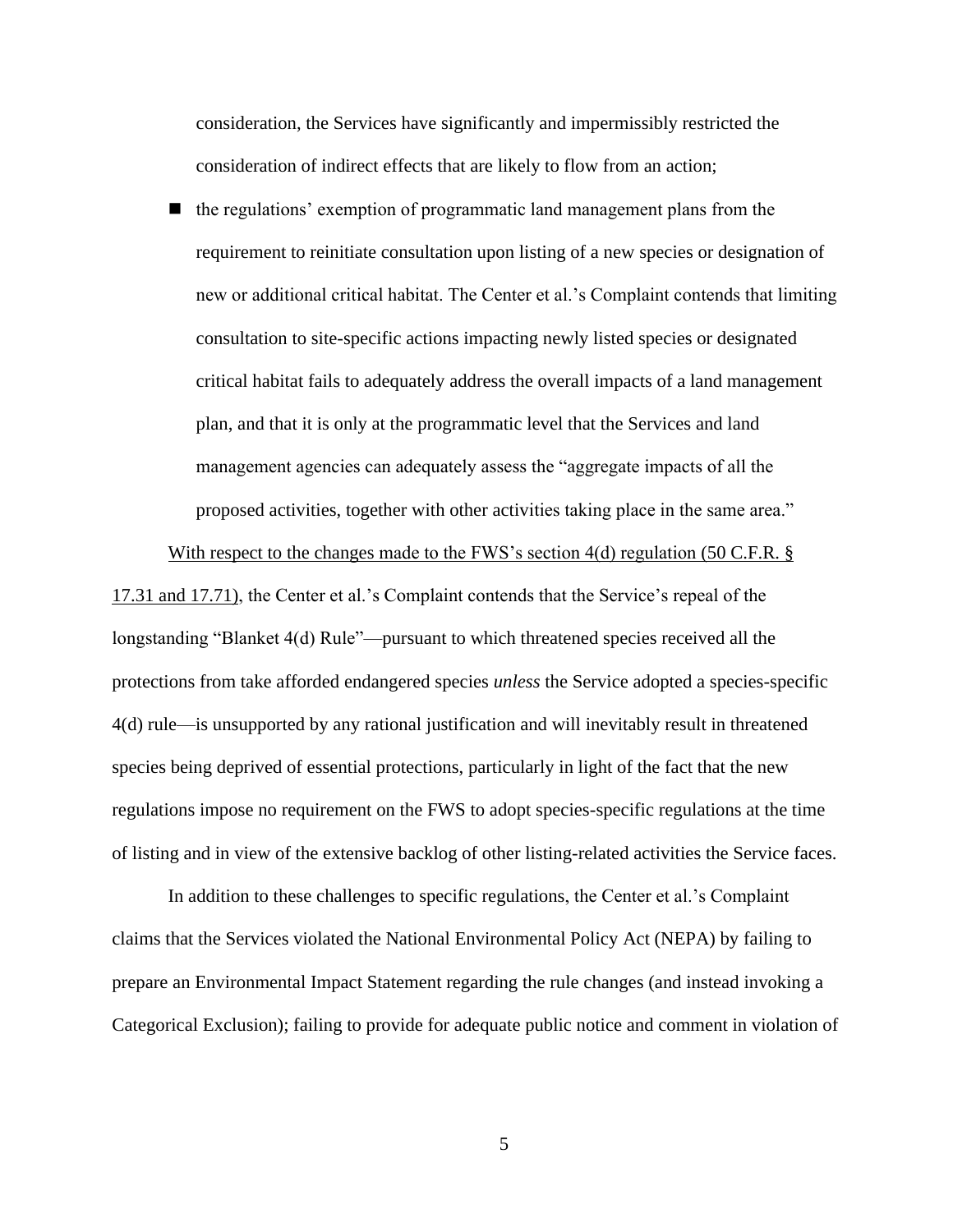consideration, the Services have significantly and impermissibly restricted the consideration of indirect effects that are likely to flow from an action;

- the regulations' exemption of programmatic land management plans from the requirement to reinitiate consultation upon listing of a new species or designation of new or additional critical habitat. The Center et al.'s Complaint contends that limiting consultation to site-specific actions impacting newly listed species or designated critical habitat fails to adequately address the overall impacts of a land management plan, and that it is only at the programmatic level that the Services and land management agencies can adequately assess the "aggregate impacts of all the proposed activities, together with other activities taking place in the same area."

<u>With respect to the changes made to the FWS's section 4(d) regulation (50 C.F.R. § 17.31 and 17.71)</u>, the Center et al.'s Complaint contends that the Service's repeal of the longstanding "Blanket 4(d) Rule"—pursuant to which threatened species received all the protections from take afforded endangered species *unless* the Service adopted a species-specific 4(d) rule—is unsupported by any rational justification and will inevitably result in threatened species being deprived of essential protections, particularly in light of the fact that the new regulations impose no requirement on the FWS to adopt species-specific regulations at the time of listing and in view of the extensive backlog of other listing-related activities the Service faces.

In addition to these challenges to specific regulations, the Center et al.'s Complaint claims that the Services violated the National Environmental Policy Act (NEPA) by failing to prepare an Environmental Impact Statement regarding the rule changes (and instead invoking a Categorical Exclusion); failing to provide for adequate public notice and comment in violation of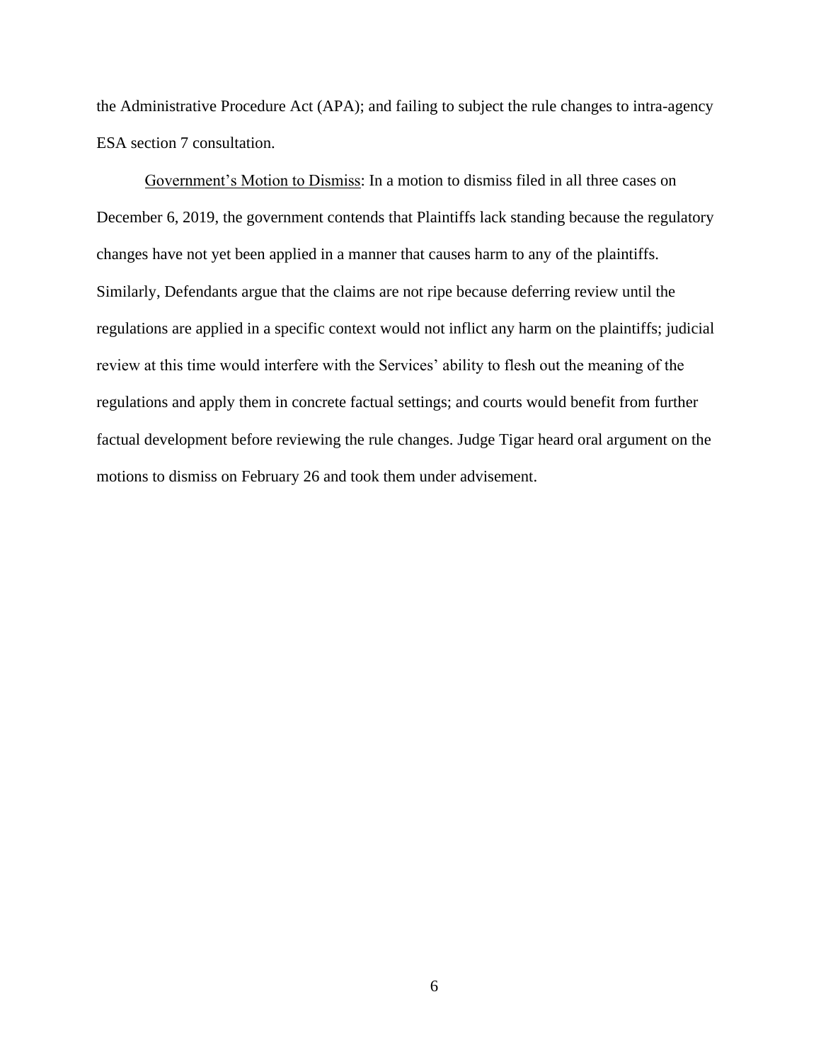the Administrative Procedure Act (APA); and failing to subject the rule changes to intra-agency ESA section 7 consultation.

Government's Motion to Dismiss: In a motion to dismiss filed in all three cases on December 6, 2019, the government contends that Plaintiffs lack standing because the regulatory changes have not yet been applied in a manner that causes harm to any of the plaintiffs. Similarly, Defendants argue that the claims are not ripe because deferring review until the regulations are applied in a specific context would not inflict any harm on the plaintiffs; judicial review at this time would interfere with the Services' ability to flesh out the meaning of the regulations and apply them in concrete factual settings; and courts would benefit from further factual development before reviewing the rule changes. Judge Tigar heard oral argument on the motions to dismiss on February 26 and took them under advisement.